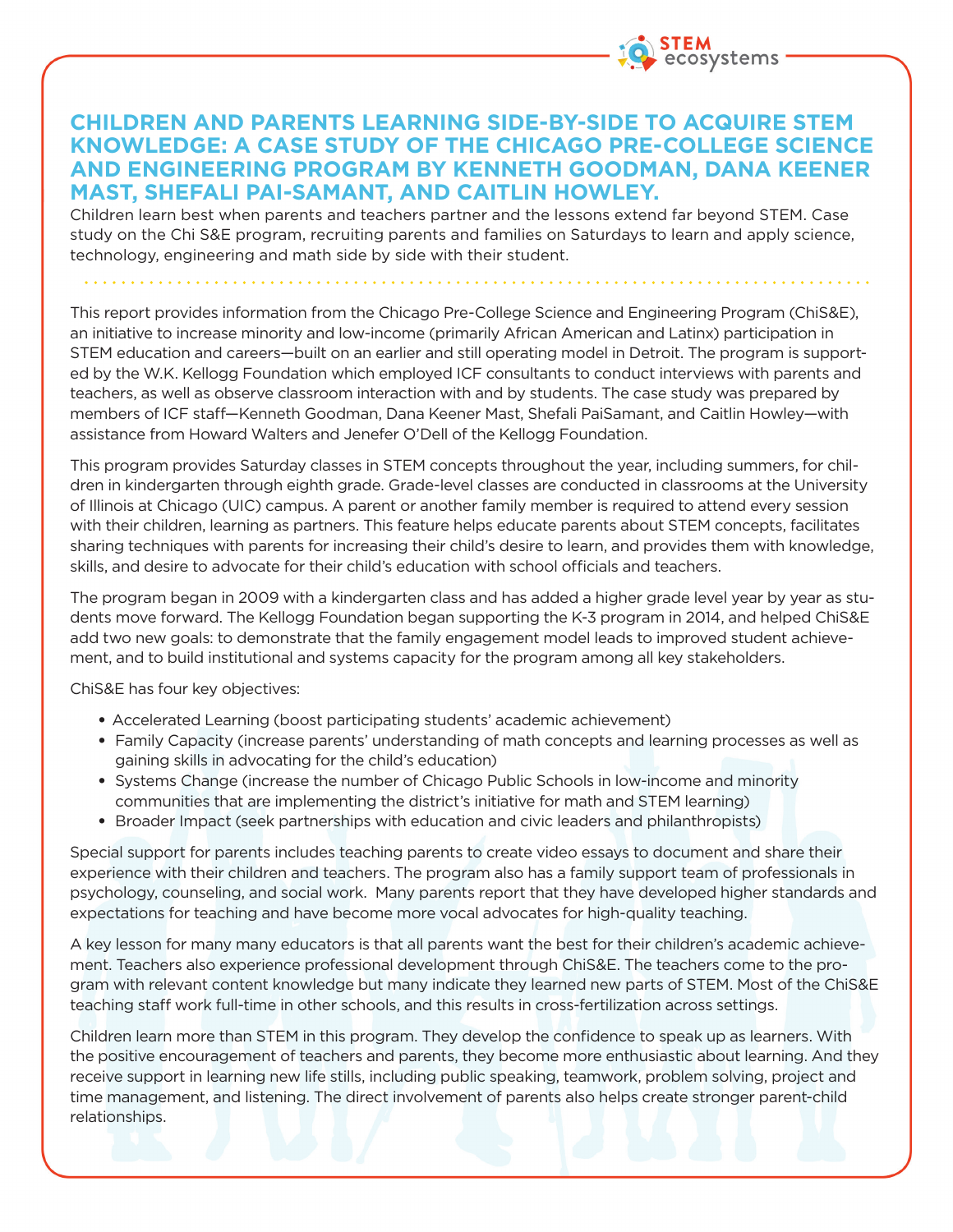# CHILDREN AND PARENTS LEARNING SIDE-BY-SIDE TO ACQUIRE STEM KNOWLEDGE: A CASE STUDY OF THE CHICAGO PRE-COLLEGE SCIENCE AND ENGINEERING PROGRAM BY KENNETH GOODMAN, DANA KEENER MAST, SHEFALI PAI-SAMANT, AND CAITLIN HOWLEY.

Children learn best when parents and teachers partner and the lessons extend far beyond STEM. Case study on the Chi S&E program, recruiting parents and families on Saturdays to learn and apply science, technology, engineering and math side by side with their student.

This report provides information from the Chicago Pre-College Science and Engineering Program (ChiS&E), an initiative to increase minority and low-income (primarily African American and Latinx) participation in STEM education and careers—built on an earlier and still operating model in Detroit. The program is supported by the W.K. Kellogg Foundation which employed ICF consultants to conduct interviews with parents and teachers, as well as observe classroom interaction with and by students. The case study was prepared by members of ICF staff—Kenneth Goodman, Dana Keener Mast, Shefali PaiSamant, and Caitlin Howley—with assistance from Howard Walters and Jenefer O'Dell of the Kellogg Foundation.

This program provides Saturday classes in STEM concepts throughout the year, including summers, for children in kindergarten through eighth grade. Grade-level classes are conducted in classrooms at the University of Illinois at Chicago (UIC) campus. A parent or another family member is required to attend every session with their children, learning as partners. This feature helps educate parents about STEM concepts, facilitates sharing techniques with parents for increasing their child's desire to learn, and provides them with knowledge, skills, and desire to advocate for their child's education with school officials and teachers.

The program began in 2009 with a kindergarten class and has added a higher grade level year by year as students move forward. The Kellogg Foundation began supporting the K-3 program in 2014, and helped ChiS&E add two new goals: to demonstrate that the family engagement model leads to improved student achievement, and to build institutional and systems capacity for the program among all key stakeholders.

ChiS&E has four key objectives:

- Accelerated Learning (boost participating students' academic achievement)
- Family Capacity (increase parents' understanding of math concepts and learning processes as well as gaining skills in advocating for the child's education)
- Systems Change (increase the number of Chicago Public Schools in low-income and minority communities that are implementing the district's initiative for math and STEM learning)
- Broader Impact (seek partnerships with education and civic leaders and philanthropists)

Special support for parents includes teaching parents to create video essays to document and share their experience with their children and teachers. The program also has a family support team of professionals in psychology, counseling, and social work. Many parents report that they have developed higher standards and expectations for teaching and have become more vocal advocates for high-quality teaching.

A key lesson for many many educators is that all parents want the best for their children's academic achievement. Teachers also experience professional development through ChiS&E. The teachers come to the program with relevant content knowledge but many indicate they learned new parts of STEM. Most of the ChiS&E teaching staff work full-time in other schools, and this results in cross-fertilization across settings.

Children learn more than STEM in this program. They develop the confidence to speak up as learners. With the positive encouragement of teachers and parents, they become more enthusiastic about learning. And they receive support in learning new life stills, including public speaking, teamwork, problem solving, project and time management, and listening. The direct involvement of parents also helps create stronger parent-child relationships.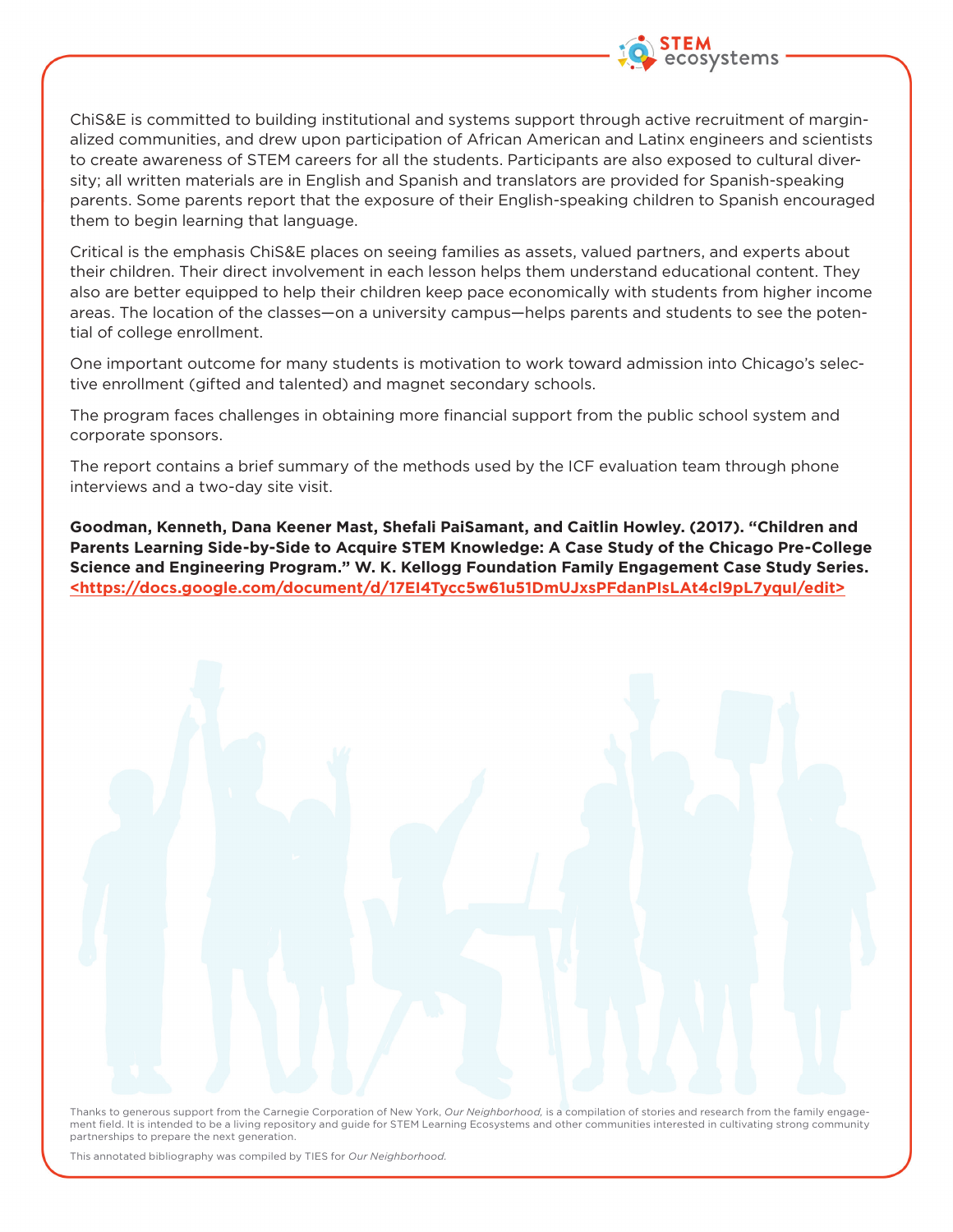ChiS&E is committed to building institutional and systems support through active recruitment of marginalized communities, and drew upon participation of African American and Latinx engineers and scientists to create awareness of STEM careers for all the students. Participants are also exposed to cultural diversity; all written materials are in English and Spanish and translators are provided for Spanish-speaking parents. Some parents report that the exposure of their English-speaking children to Spanish encouraged them to begin learning that language.

Critical is the emphasis ChiS&E places on seeing families as assets, valued partners, and experts about their children. Their direct involvement in each lesson helps them understand educational content. They also are better equipped to help their children keep pace economically with students from higher income areas. The location of the classes—on a university campus—helps parents and students to see the potential of college enrollment.

One important outcome for many students is motivation to work toward admission into Chicago's selective enrollment (gifted and talented) and magnet secondary schools.

The program faces challenges in obtaining more financial support from the public school system and corporate sponsors.

The report contains a brief summary of the methods used by the ICF evaluation team through phone interviews and a two-day site visit.

**Goodman, Kenneth, Dana Keener Mast, Shefali PaiSamant, and Caitlin Howley. (2017). "Children and Parents Learning Side-by-Side to Acquire STEM Knowledge: A Case Study of the Chicago Pre-College Science and Engineering Program." W. K. Kellogg Foundation Family Engagement Case Study Series. <https://docs.google.com/document/d/17El4Tycc5w61u51DmUJxsPFdanPlsLAt4cl9pL7yqul/edit>**

Thanks to generous support from the Carnegie Corporation of New York, *Our Neighborhood,* is a compilation of stories and research from the family engagement field. It is intended to be a living repository and guide for STEM Learning Ecosystems and other communities interested in cultivating strong community partnerships to prepare the next generation.

This annotated bibliography was compiled by TIES for *Our Neighborhood.*